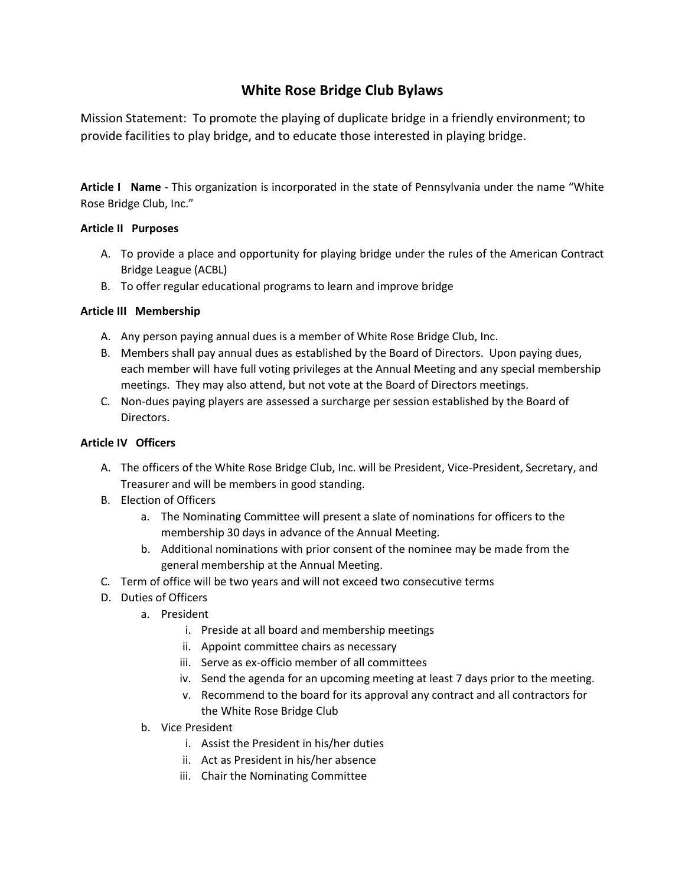# White Rose Bridge Club Bylaws

Mission Statement: To promote the playing of duplicate bridge in a friendly environment; to provide facilities to play bridge, and to educate those interested in playing bridge.

**Article I Name** - This organization is incorporated in the state of Pennsylvania under the name "White Rose Bridge Club, Inc."

**Article II Purposes**

A. To provide a place and opportunity for playing bridge under the rules of the American Contract Bridge League (ACBL)
B. To offer regular educational programs to learn and improve bridge

**Article III Membership**

A. Any person paying annual dues is a member of White Rose Bridge Club, Inc.
B. Members shall pay annual dues as established by the Board of Directors. Upon paying dues, each member will have full voting privileges at the Annual Meeting and any special membership meetings. They may also attend, but not vote at the Board of Directors meetings.
C. Non-dues paying players are assessed a surcharge per session established by the Board of Directors.

**Article IV Officers**

A. The officers of the White Rose Bridge Club, Inc. will be President, Vice-President, Secretary, and Treasurer and will be members in good standing.
B. Election of Officers
    a. The Nominating Committee will present a slate of nominations for officers to the membership 30 days in advance of the Annual Meeting.
    b. Additional nominations with prior consent of the nominee may be made from the general membership at the Annual Meeting.
C. Term of office will be two years and will not exceed two consecutive terms
D. Duties of Officers
    a. President
        i. Preside at all board and membership meetings
        ii. Appoint committee chairs as necessary
        iii. Serve as ex-officio member of all committees
        iv. Send the agenda for an upcoming meeting at least 7 days prior to the meeting.
        v. Recommend to the board for its approval any contract and all contractors for the White Rose Bridge Club
    b. Vice President
        i. Assist the President in his/her duties
        ii. Act as President in his/her absence
        iii. Chair the Nominating Committee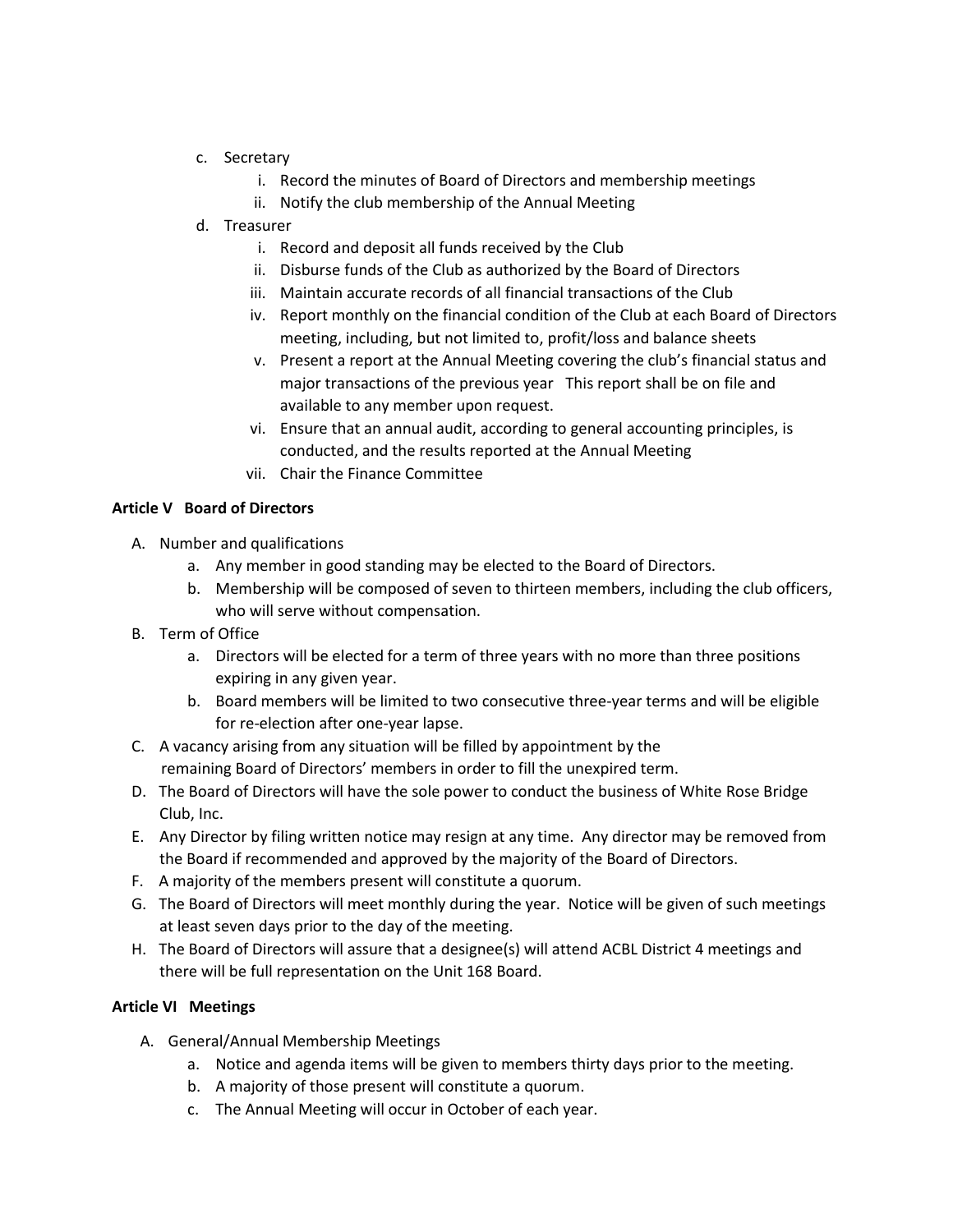c. Secretary
   i. Record the minutes of Board of Directors and membership meetings
   ii. Notify the club membership of the Annual Meeting
d. Treasurer
   i. Record and deposit all funds received by the Club
   ii. Disburse funds of the Club as authorized by the Board of Directors
   iii. Maintain accurate records of all financial transactions of the Club
   iv. Report monthly on the financial condition of the Club at each Board of Directors meeting, including, but not limited to, profit/loss and balance sheets
   v. Present a report at the Annual Meeting covering the club's financial status and major transactions of the previous year This report shall be on file and available to any member upon request.
   vi. Ensure that an annual audit, according to general accounting principles, is conducted, and the results reported at the Annual Meeting
   vii. Chair the Finance Committee

**Article V Board of Directors**

A. Number and qualifications
   a. Any member in good standing may be elected to the Board of Directors.
   b. Membership will be composed of seven to thirteen members, including the club officers, who will serve without compensation.
B. Term of Office
   a. Directors will be elected for a term of three years with no more than three positions expiring in any given year.
   b. Board members will be limited to two consecutive three-year terms and will be eligible for re-election after one-year lapse.
C. A vacancy arising from any situation will be filled by appointment by the remaining Board of Directors' members in order to fill the unexpired term.
D. The Board of Directors will have the sole power to conduct the business of White Rose Bridge Club, Inc.
E. Any Director by filing written notice may resign at any time. Any director may be removed from the Board if recommended and approved by the majority of the Board of Directors.
F. A majority of the members present will constitute a quorum.
G. The Board of Directors will meet monthly during the year. Notice will be given of such meetings at least seven days prior to the day of the meeting.
H. The Board of Directors will assure that a designee(s) will attend ACBL District 4 meetings and there will be full representation on the Unit 168 Board.

**Article VI Meetings**

A. General/Annual Membership Meetings
   a. Notice and agenda items will be given to members thirty days prior to the meeting.
   b. A majority of those present will constitute a quorum.
   c. The Annual Meeting will occur in October of each year.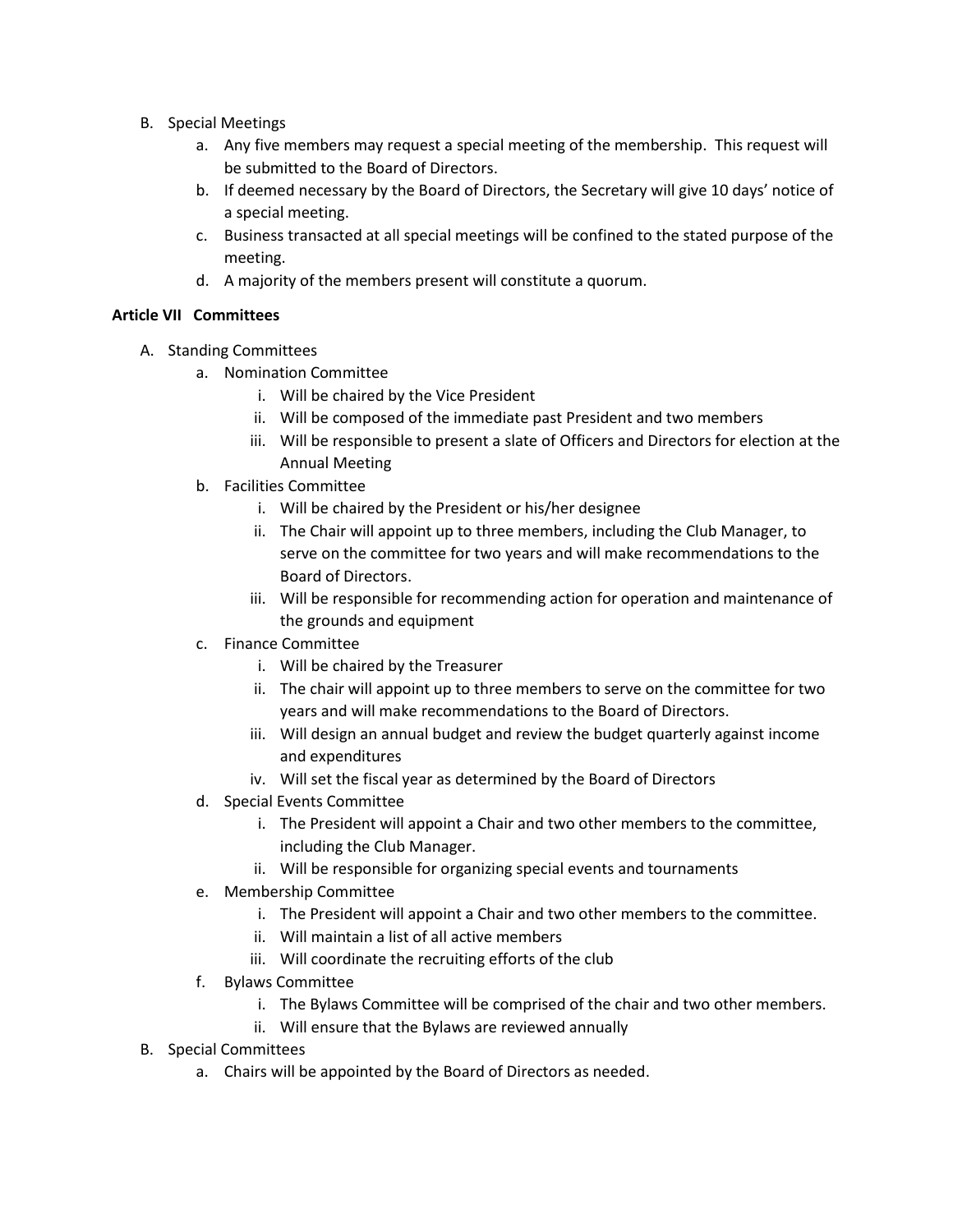B. Special Meetings
    a. Any five members may request a special meeting of the membership. This request will be submitted to the Board of Directors.
    b. If deemed necessary by the Board of Directors, the Secretary will give 10 days' notice of a special meeting.
    c. Business transacted at all special meetings will be confined to the stated purpose of the meeting.
    d. A majority of the members present will constitute a quorum.

**Article VII Committees**

A. Standing Committees
    a. Nomination Committee
        i. Will be chaired by the Vice President
        ii. Will be composed of the immediate past President and two members
        iii. Will be responsible to present a slate of Officers and Directors for election at the Annual Meeting
    b. Facilities Committee
        i. Will be chaired by the President or his/her designee
        ii. The Chair will appoint up to three members, including the Club Manager, to serve on the committee for two years and will make recommendations to the Board of Directors.
        iii. Will be responsible for recommending action for operation and maintenance of the grounds and equipment
    c. Finance Committee
        i. Will be chaired by the Treasurer
        ii. The chair will appoint up to three members to serve on the committee for two years and will make recommendations to the Board of Directors.
        iii. Will design an annual budget and review the budget quarterly against income and expenditures
        iv. Will set the fiscal year as determined by the Board of Directors
    d. Special Events Committee
        i. The President will appoint a Chair and two other members to the committee, including the Club Manager.
        ii. Will be responsible for organizing special events and tournaments
    e. Membership Committee
        i. The President will appoint a Chair and two other members to the committee.
        ii. Will maintain a list of all active members
        iii. Will coordinate the recruiting efforts of the club
    f. Bylaws Committee
        i. The Bylaws Committee will be comprised of the chair and two other members.
        ii. Will ensure that the Bylaws are reviewed annually

B. Special Committees
    a. Chairs will be appointed by the Board of Directors as needed.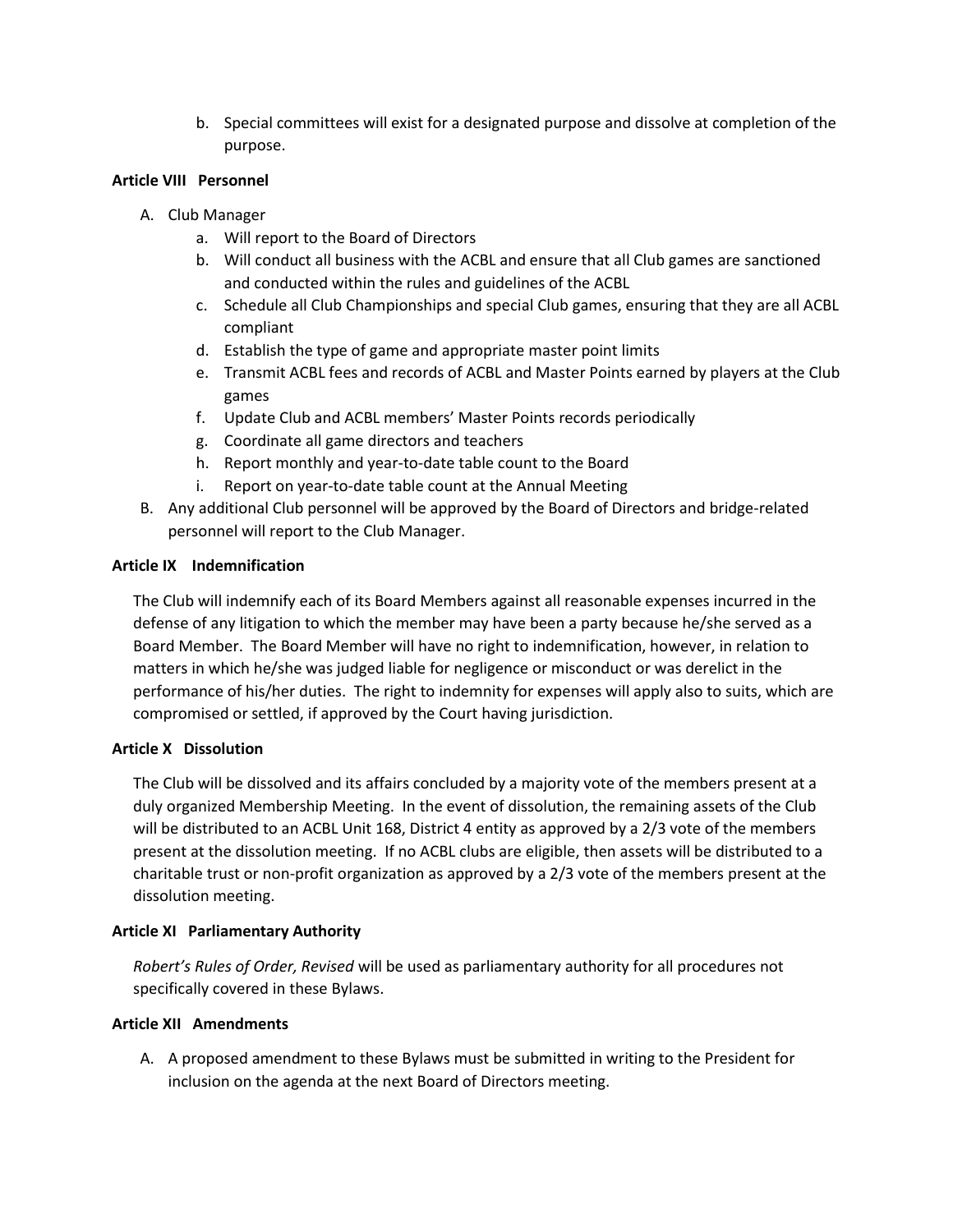b. Special committees will exist for a designated purpose and dissolve at completion of the purpose.

**Article VIII Personnel**

A. Club Manager
   a. Will report to the Board of Directors
   b. Will conduct all business with the ACBL and ensure that all Club games are sanctioned and conducted within the rules and guidelines of the ACBL
   c. Schedule all Club Championships and special Club games, ensuring that they are all ACBL compliant
   d. Establish the type of game and appropriate master point limits
   e. Transmit ACBL fees and records of ACBL and Master Points earned by players at the Club games
   f. Update Club and ACBL members' Master Points records periodically
   g. Coordinate all game directors and teachers
   h. Report monthly and year-to-date table count to the Board
   i. Report on year-to-date table count at the Annual Meeting

B. Any additional Club personnel will be approved by the Board of Directors and bridge-related personnel will report to the Club Manager.

**Article IX Indemnification**

The Club will indemnify each of its Board Members against all reasonable expenses incurred in the defense of any litigation to which the member may have been a party because he/she served as a Board Member. The Board Member will have no right to indemnification, however, in relation to matters in which he/she was judged liable for negligence or misconduct or was derelict in the performance of his/her duties. The right to indemnity for expenses will apply also to suits, which are compromised or settled, if approved by the Court having jurisdiction.

**Article X Dissolution**

The Club will be dissolved and its affairs concluded by a majority vote of the members present at a duly organized Membership Meeting. In the event of dissolution, the remaining assets of the Club will be distributed to an ACBL Unit 168, District 4 entity as approved by a 2/3 vote of the members present at the dissolution meeting. If no ACBL clubs are eligible, then assets will be distributed to a charitable trust or non-profit organization as approved by a 2/3 vote of the members present at the dissolution meeting.

**Article XI Parliamentary Authority**

*Robert's Rules of Order, Revised* will be used as parliamentary authority for all procedures not specifically covered in these Bylaws.

**Article XII Amendments**

A. A proposed amendment to these Bylaws must be submitted in writing to the President for inclusion on the agenda at the next Board of Directors meeting.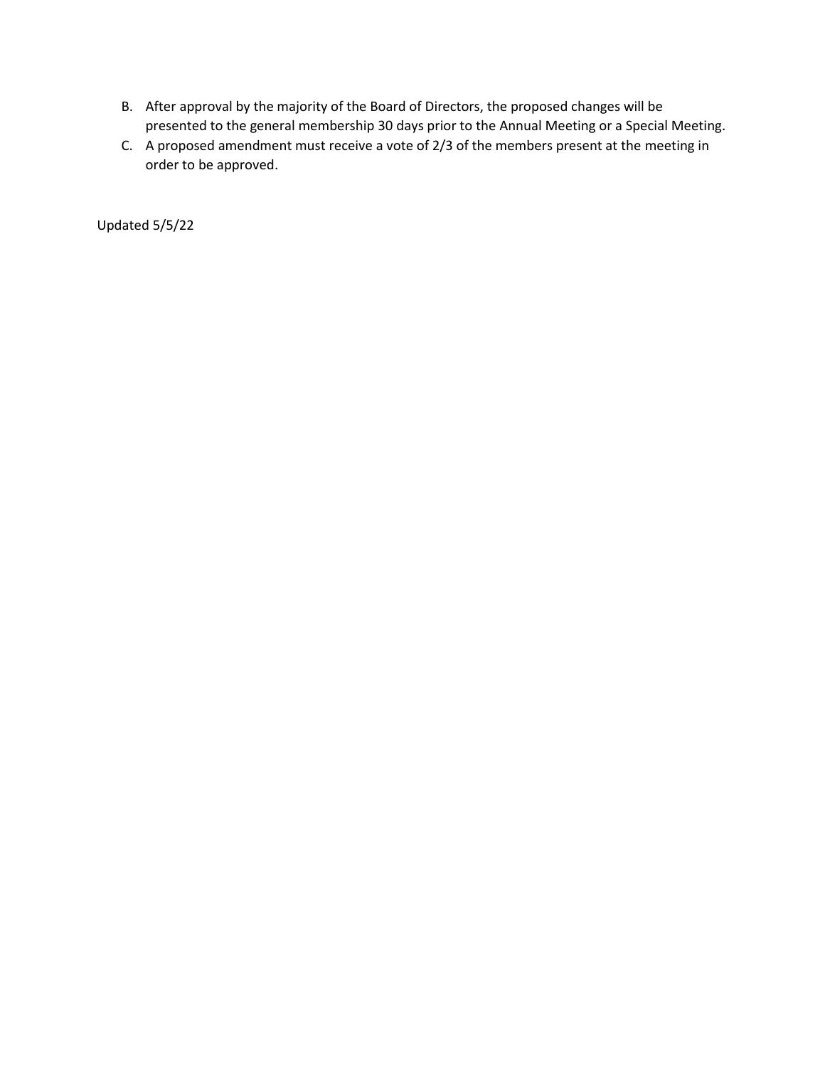B. After approval by the majority of the Board of Directors, the proposed changes will be presented to the general membership 30 days prior to the Annual Meeting or a Special Meeting.
C. A proposed amendment must receive a vote of 2/3 of the members present at the meeting in order to be approved.

Updated 5/5/22